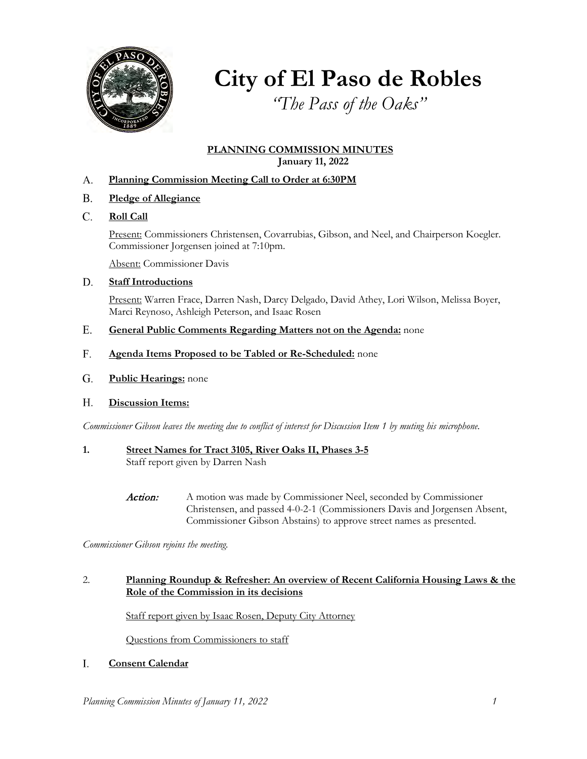# City of El Paso de Robles

*"The Pass of the Oaks"*

**PLANNING COMMISSION MINUTES**
**January 11, 2022**

A. **Planning Commission Meeting Call to Order at 6:30PM**

B. **Pledge of Allegiance**

C. **Roll Call**

Present: Commissioners Christensen, Covarrubias, Gibson, and Neel, and Chairperson Koegler. Commissioner Jorgensen joined at 7:10pm.

Absent: Commissioner Davis

D. **Staff Introductions**

Present: Warren Frace, Darren Nash, Darcy Delgado, David Athey, Lori Wilson, Melissa Boyer, Marci Reynoso, Ashleigh Peterson, and Isaac Rosen

E. **General Public Comments Regarding Matters not on the Agenda:** none

F. **Agenda Items Proposed to be Tabled or Re-Scheduled:** none

G. **Public Hearings:** none

H. **Discussion Items:**

*Commissioner Gibson leaves the meeting due to conflict of interest for Discussion Item 1 by muting his microphone.*

**1. Street Names for Tract 3105, River Oaks II, Phases 3-5**

Staff report given by Darren Nash

*Action:* A motion was made by Commissioner Neel, seconded by Commissioner Christensen, and passed 4-0-2-1 (Commissioners Davis and Jorgensen Absent, Commissioner Gibson Abstains) to approve street names as presented.

*Commissioner Gibson rejoins the meeting.*

2. **Planning Roundup & Refresher: An overview of Recent California Housing Laws & the Role of the Commission in its decisions**

Staff report given by Isaac Rosen, Deputy City Attorney

Questions from Commissioners to staff

I. **Consent Calendar**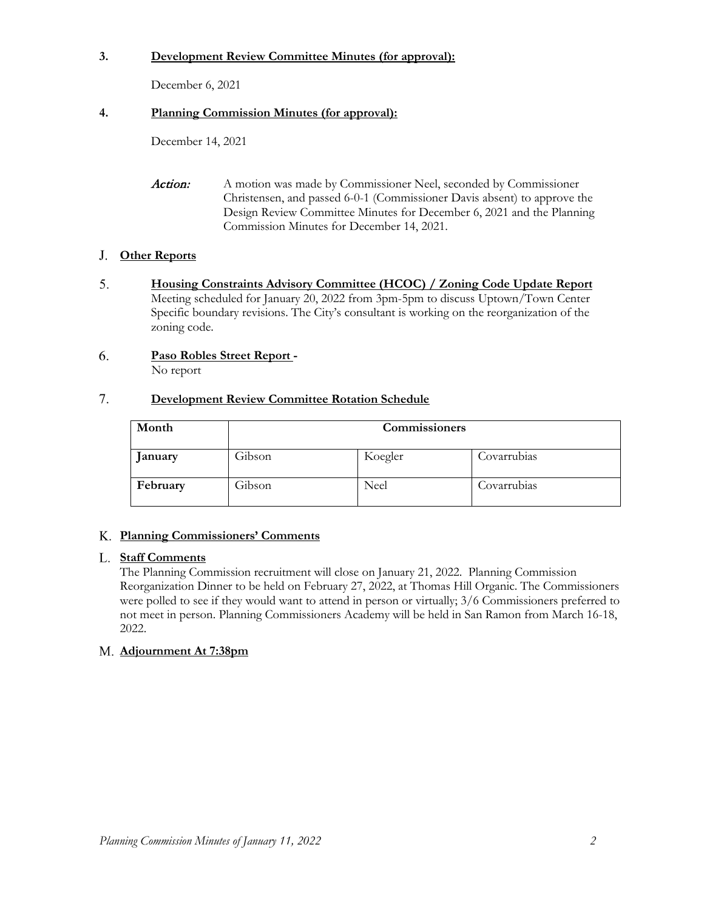**3. Development Review Committee Minutes (for approval):**

December 6, 2021

**4. Planning Commission Minutes (for approval):**

December 14, 2021

*Action:* A motion was made by Commissioner Neel, seconded by Commissioner Christensen, and passed 6-0-1 (Commissioner Davis absent) to approve the Design Review Committee Minutes for December 6, 2021 and the Planning Commission Minutes for December 14, 2021.

## J. Other Reports

**5. Housing Constraints Advisory Committee (HCOC) / Zoning Code Update Report**
Meeting scheduled for January 20, 2022 from 3pm-5pm to discuss Uptown/Town Center Specific boundary revisions. The City's consultant is working on the reorganization of the zoning code.

**6. Paso Robles Street Report -**
No report

**7. Development Review Committee Rotation Schedule**

| Month | Commissioners | | |
|---|---|---|---|
| **January** | Gibson | Koegler | Covarrubias |
| **February** | Gibson | Neel | Covarrubias |

## K. Planning Commissioners' Comments

## L. Staff Comments

The Planning Commission recruitment will close on January 21, 2022. Planning Commission Reorganization Dinner to be held on February 27, 2022, at Thomas Hill Organic. The Commissioners were polled to see if they would want to attend in person or virtually; 3/6 Commissioners preferred to not meet in person. Planning Commissioners Academy will be held in San Ramon from March 16-18, 2022.

## M. Adjournment At 7:38pm